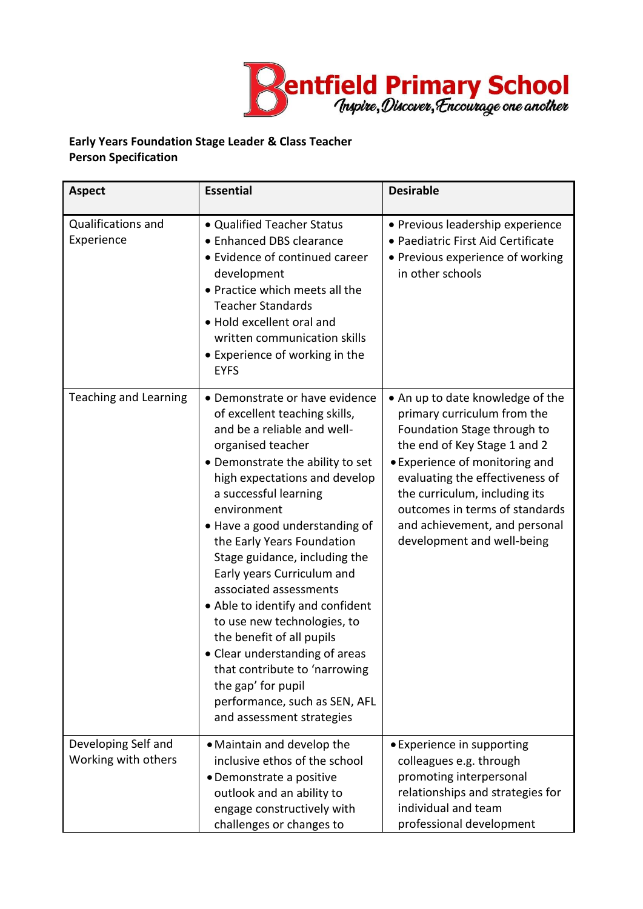Bentfield Primary School
*Inspire, Discover, Encourage one another*

**Early Years Foundation Stage Leader & Class Teacher**
**Person Specification**

| Aspect | Essential | Desirable |
|---|---|---|
| Qualifications and Experience | • Qualified Teacher Status<br>• Enhanced DBS clearance<br>• Evidence of continued career development<br>• Practice which meets all the Teacher Standards<br>• Hold excellent oral and written communication skills<br>• Experience of working in the EYFS | • Previous leadership experience<br>• Paediatric First Aid Certificate<br>• Previous experience of working in other schools |
| Teaching and Learning | • Demonstrate or have evidence of excellent teaching skills, and be a reliable and well-organised teacher<br>• Demonstrate the ability to set high expectations and develop a successful learning environment<br>• Have a good understanding of the Early Years Foundation Stage guidance, including the Early years Curriculum and associated assessments<br>• Able to identify and confident to use new technologies, to the benefit of all pupils<br>• Clear understanding of areas that contribute to 'narrowing the gap' for pupil performance, such as SEN, AFL and assessment strategies | • An up to date knowledge of the primary curriculum from the Foundation Stage through to the end of Key Stage 1 and 2<br>• Experience of monitoring and evaluating the effectiveness of the curriculum, including its outcomes in terms of standards and achievement, and personal development and well-being |
| Developing Self and Working with others | • Maintain and develop the inclusive ethos of the school<br>• Demonstrate a positive outlook and an ability to engage constructively with challenges or changes to | • Experience in supporting colleagues e.g. through promoting interpersonal relationships and strategies for individual and team professional development |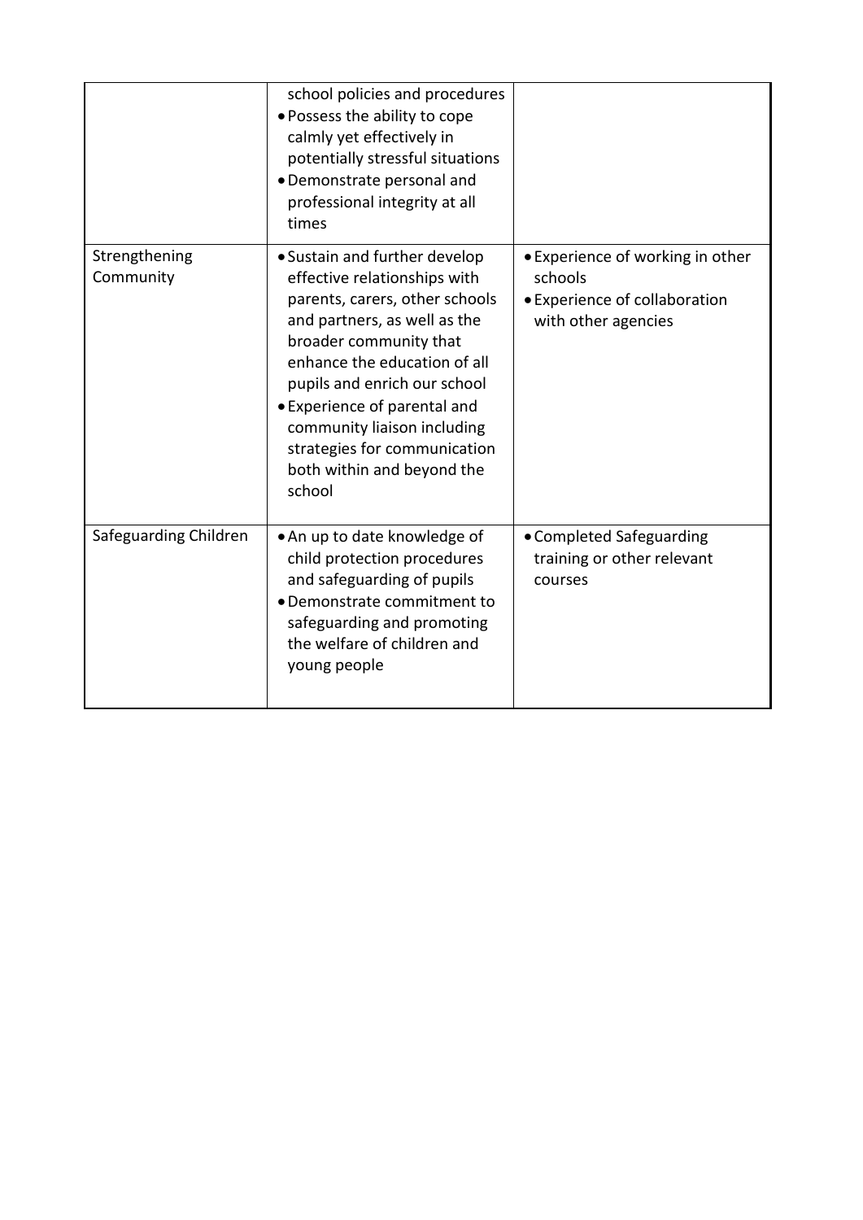| | | |
|---|---|---|
| | school policies and procedures<br>• Possess the ability to cope calmly yet effectively in potentially stressful situations<br>• Demonstrate personal and professional integrity at all times | |
| Strengthening Community | • Sustain and further develop effective relationships with parents, carers, other schools and partners, as well as the broader community that enhance the education of all pupils and enrich our school<br>• Experience of parental and community liaison including strategies for communication both within and beyond the school | • Experience of working in other schools<br>• Experience of collaboration with other agencies |
| Safeguarding Children | • An up to date knowledge of child protection procedures and safeguarding of pupils<br>• Demonstrate commitment to safeguarding and promoting the welfare of children and young people | • Completed Safeguarding training or other relevant courses |